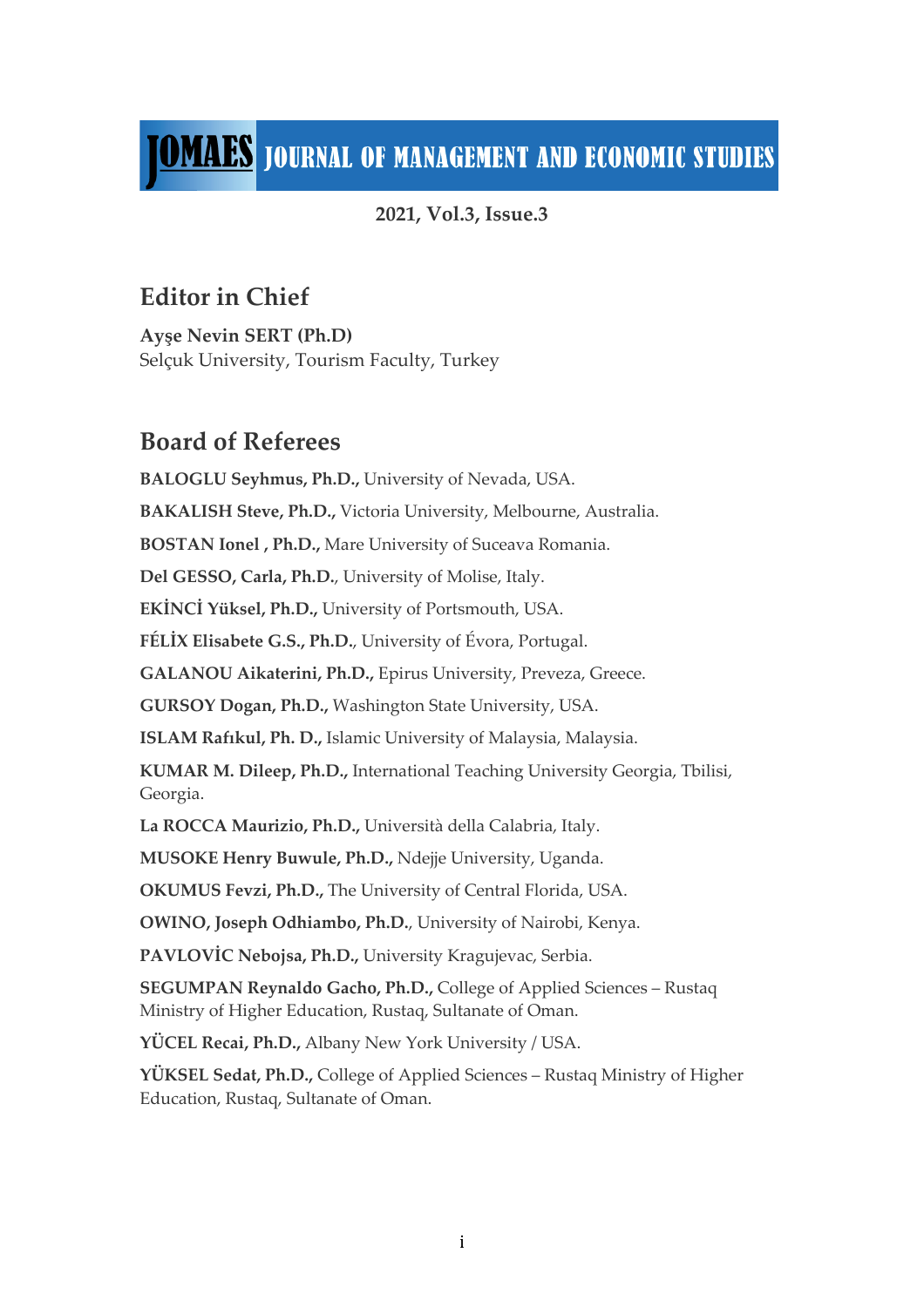# JOMAES JOURNAL OF MANAGEMENT AND ECONOMIC STUDIES

**2021, Vol.3, Issue.3**

## Editor in Chief

**Ayşe Nevin SERT (Ph.D)**
Selçuk University, Tourism Faculty, Turkey

## Board of Referees

**BALOGLU Seyhmus, Ph.D.,** University of Nevada, USA.

**BAKALISH Steve, Ph.D.,** Victoria University, Melbourne, Australia.

**BOSTAN Ionel , Ph.D.,** Mare University of Suceava Romania.

**Del GESSO, Carla, Ph.D.**, University of Molise, Italy.

**EKİNCİ Yüksel, Ph.D.,** University of Portsmouth, USA.

**FÉLİX Elisabete G.S., Ph.D.**, University of Évora, Portugal.

**GALANOU Aikaterini, Ph.D.,** Epirus University, Preveza, Greece.

**GURSOY Dogan, Ph.D.,** Washington State University, USA.

**ISLAM Rafıkul, Ph. D.,** Islamic University of Malaysia, Malaysia.

**KUMAR M. Dileep, Ph.D.,** International Teaching University Georgia, Tbilisi, Georgia.

**La ROCCA Maurizio, Ph.D.,** Università della Calabria, Italy.

**MUSOKE Henry Buwule, Ph.D.,** Ndejje University, Uganda.

**OKUMUS Fevzi, Ph.D.,** The University of Central Florida, USA.

**OWINO, Joseph Odhiambo, Ph.D.**, University of Nairobi, Kenya.

**PAVLOVİC Nebojsa, Ph.D.,** University Kragujevac, Serbia.

**SEGUMPAN Reynaldo Gacho, Ph.D.,** College of Applied Sciences – Rustaq Ministry of Higher Education, Rustaq, Sultanate of Oman.

**YÜCEL Recai, Ph.D.,** Albany New York University / USA.

**YÜKSEL Sedat, Ph.D.,** College of Applied Sciences – Rustaq Ministry of Higher Education, Rustaq, Sultanate of Oman.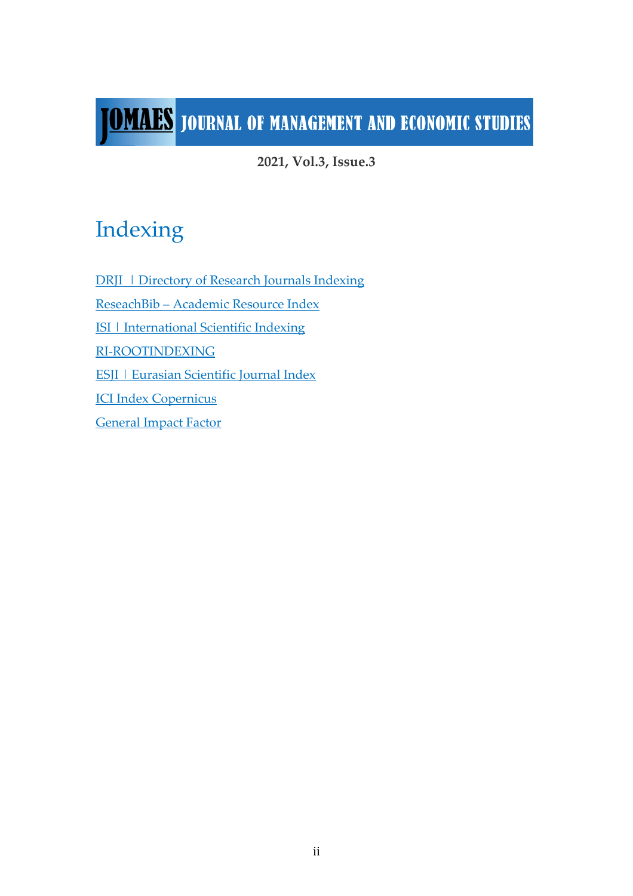# Indexing

DRJI | Directory of Research Journals Indexing

ReseachBib – Academic Resource Index

ISI | International Scientific Indexing

RI-ROOTINDEXING

ESJI | Eurasian Scientific Journal Index

ICI Index Copernicus

General Impact Factor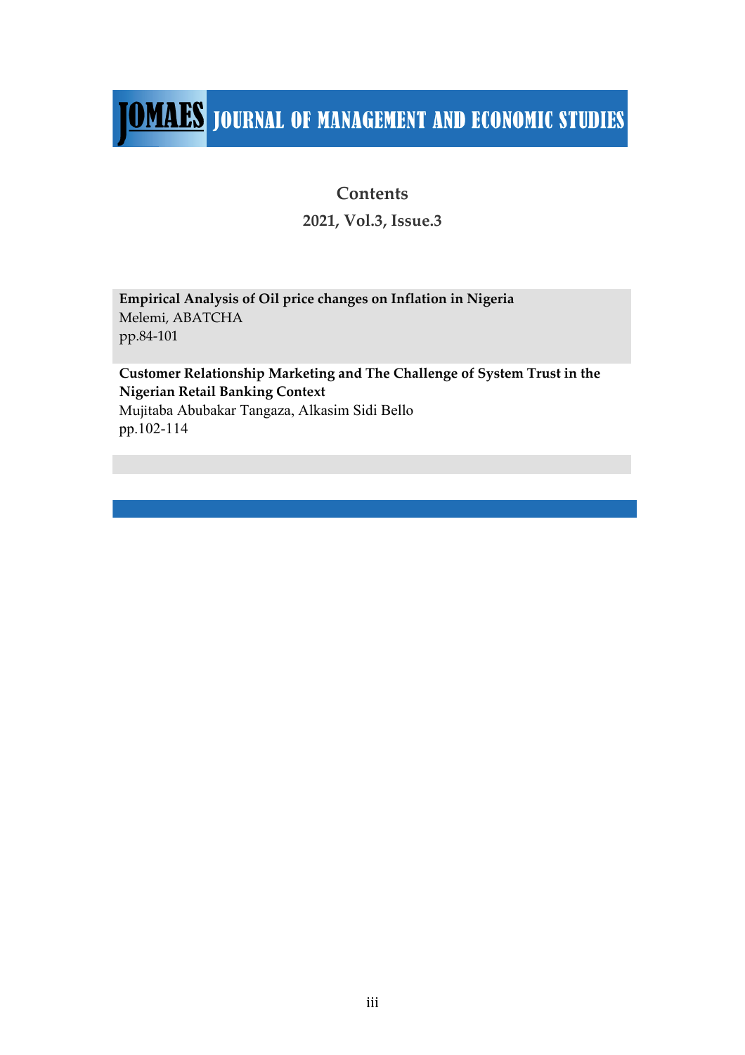# Contents

## 2021, Vol.3, Issue.3

**Empirical Analysis of Oil price changes on Inflation in Nigeria**
Melemi, ABATCHA
pp.84-101

**Customer Relationship Marketing and The Challenge of System Trust in the Nigerian Retail Banking Context**
Mujitaba Abubakar Tangaza, Alkasim Sidi Bello
pp.102-114